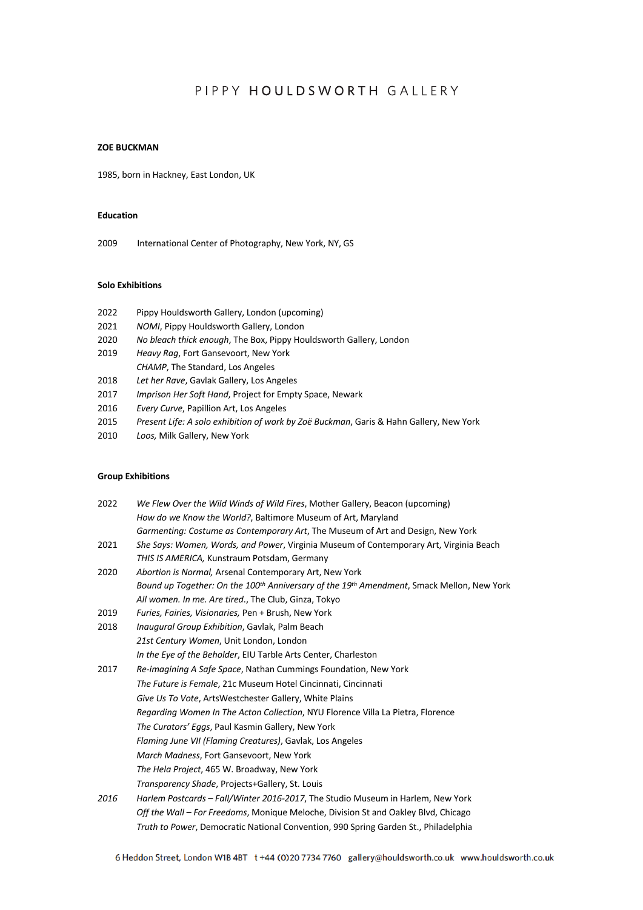PIPPY HOULDSWORTH GALLERY

**ZOE BUCKMAN**

1985, born in Hackney, East London, UK

**Education**

2009 International Center of Photography, New York, NY, GS

**Solo Exhibitions**

2022 Pippy Houldsworth Gallery, London (upcoming)
2021 *NOMI*, Pippy Houldsworth Gallery, London
2020 *No bleach thick enough*, The Box, Pippy Houldsworth Gallery, London
2019 *Heavy Rag*, Fort Gansevoort, New York
*CHAMP*, The Standard, Los Angeles
2018 *Let her Rave*, Gavlak Gallery, Los Angeles
2017 *Imprison Her Soft Hand*, Project for Empty Space, Newark
2016 *Every Curve*, Papillion Art, Los Angeles
2015 *Present Life: A solo exhibition of work by Zoë Buckman*, Garis & Hahn Gallery, New York
2010 *Loos,* Milk Gallery, New York

**Group Exhibitions**

2022 *We Flew Over the Wild Winds of Wild Fires*, Mother Gallery, Beacon (upcoming)
*How do we Know the World?*, Baltimore Museum of Art, Maryland
*Garmenting: Costume as Contemporary Art*, The Museum of Art and Design, New York
2021 *She Says: Women, Words, and Power*, Virginia Museum of Contemporary Art, Virginia Beach
*THIS IS AMERICA,* Kunstraum Potsdam, Germany
2020 *Abortion is Normal,* Arsenal Contemporary Art, New York
*Bound up Together: On the 100th Anniversary of the 19th Amendment*, Smack Mellon, New York
*All women. In me. Are tired.*, The Club, Ginza, Tokyo
2019 *Furies, Fairies, Visionaries,* Pen + Brush, New York
2018 *Inaugural Group Exhibition*, Gavlak, Palm Beach
*21st Century Women*, Unit London, London
*In the Eye of the Beholder*, EIU Tarble Arts Center, Charleston
2017 *Re-imagining A Safe Space*, Nathan Cummings Foundation, New York
*The Future is Female*, 21c Museum Hotel Cincinnati, Cincinnati
*Give Us To Vote*, ArtsWestchester Gallery, White Plains
*Regarding Women In The Acton Collection*, NYU Florence Villa La Pietra, Florence
*The Curators' Eggs*, Paul Kasmin Gallery, New York
*Flaming June VII (Flaming Creatures)*, Gavlak, Los Angeles
*March Madness*, Fort Gansevoort, New York
*The Hela Project*, 465 W. Broadway, New York
*Transparency Shade*, Projects+Gallery, St. Louis
*2016* *Harlem Postcards – Fall/Winter 2016-2017*, The Studio Museum in Harlem, New York
*Off the Wall – For Freedoms*, Monique Meloche, Division St and Oakley Blvd, Chicago
*Truth to Power*, Democratic National Convention, 990 Spring Garden St., Philadelphia

6 Heddon Street, London W1B 4BT t +44 (0)20 7734 7760 gallery@houldsworth.co.uk www.houldsworth.co.uk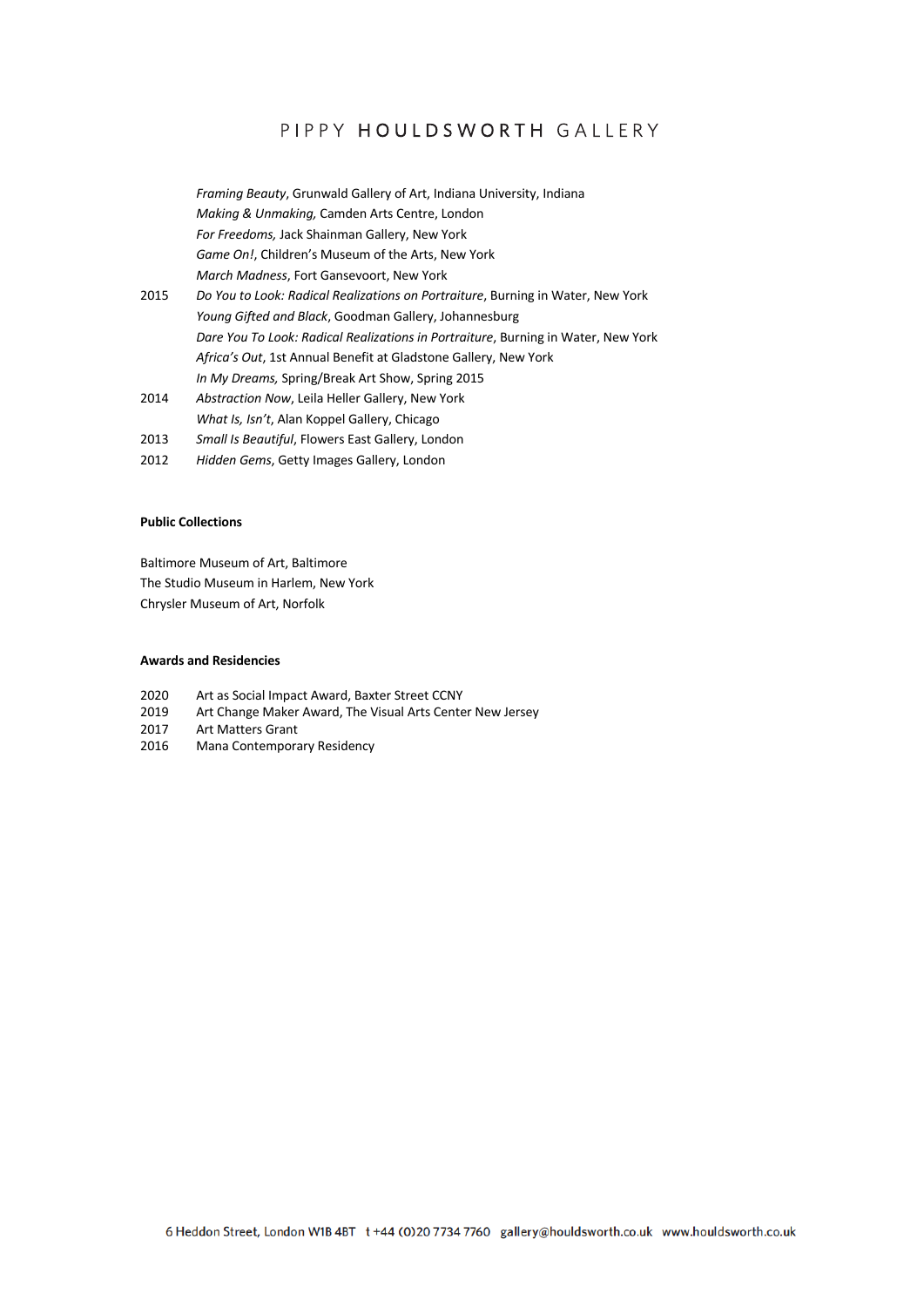| | |
|---|---|
| | *Framing Beauty*, Grunwald Gallery of Art, Indiana University, Indiana |
| | *Making & Unmaking,* Camden Arts Centre, London |
| | *For Freedoms,* Jack Shainman Gallery, New York |
| | *Game On!*, Children's Museum of the Arts, New York |
| | *March Madness*, Fort Gansevoort, New York |
| 2015 | *Do You to Look: Radical Realizations on Portraiture*, Burning in Water, New York |
| | *Young Gifted and Black*, Goodman Gallery, Johannesburg |
| | *Dare You To Look: Radical Realizations in Portraiture*, Burning in Water, New York |
| | *Africa's Out*, 1st Annual Benefit at Gladstone Gallery, New York |
| | *In My Dreams,* Spring/Break Art Show, Spring 2015 |
| 2014 | *Abstraction Now*, Leila Heller Gallery, New York |
| | *What Is, Isn't*, Alan Koppel Gallery, Chicago |
| 2013 | *Small Is Beautiful*, Flowers East Gallery, London |
| 2012 | *Hidden Gems*, Getty Images Gallery, London |

**Public Collections**

Baltimore Museum of Art, Baltimore
The Studio Museum in Harlem, New York
Chrysler Museum of Art, Norfolk

**Awards and Residencies**

| | |
|---|---|
| 2020 | Art as Social Impact Award, Baxter Street CCNY |
| 2019 | Art Change Maker Award, The Visual Arts Center New Jersey |
| 2017 | Art Matters Grant |
| 2016 | Mana Contemporary Residency |